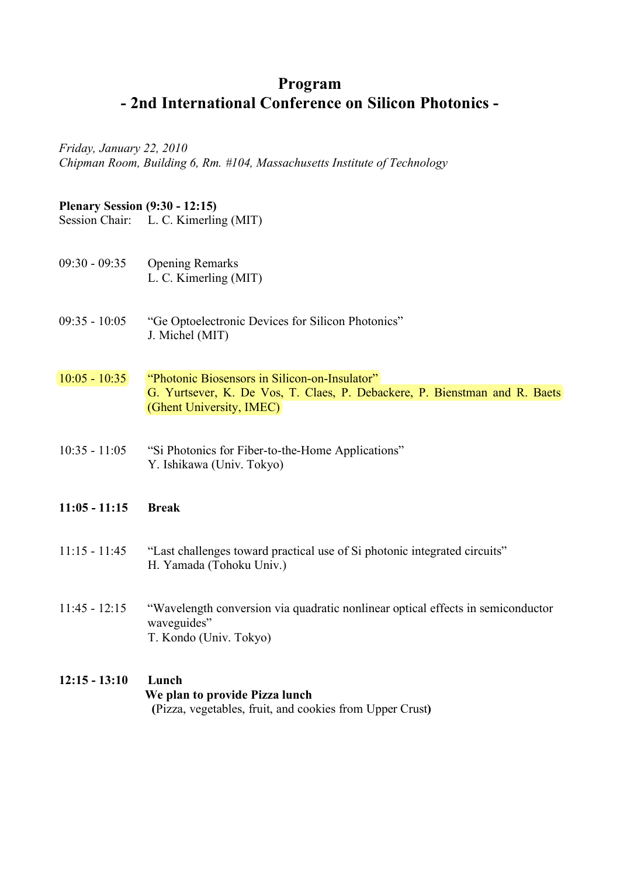# Program
# - 2nd International Conference on Silicon Photonics -

*Friday, January 22, 2010*
*Chipman Room, Building 6, Rm. #104, Massachusetts Institute of Technology*

**Plenary Session (9:30 - 12:15)**
Session Chair: L. C. Kimerling (MIT)

09:30 - 09:35 Opening Remarks
L. C. Kimerling (MIT)

09:35 - 10:05 "Ge Optoelectronic Devices for Silicon Photonics"
J. Michel (MIT)

10:05 - 10:35 "Photonic Biosensors in Silicon-on-Insulator"
G. Yurtsever, K. De Vos, T. Claes, P. Debackere, P. Bienstman and R. Baets (Ghent University, IMEC)

10:35 - 11:05 "Si Photonics for Fiber-to-the-Home Applications"
Y. Ishikawa (Univ. Tokyo)

**11:05 - 11:15 Break**

11:15 - 11:45 "Last challenges toward practical use of Si photonic integrated circuits"
H. Yamada (Tohoku Univ.)

11:45 - 12:15 "Wavelength conversion via quadratic nonlinear optical effects in semiconductor waveguides"
T. Kondo (Univ. Tokyo)

**12:15 - 13:10 Lunch**
**We plan to provide Pizza lunch**
**(**Pizza, vegetables, fruit, and cookies from Upper Crust**)**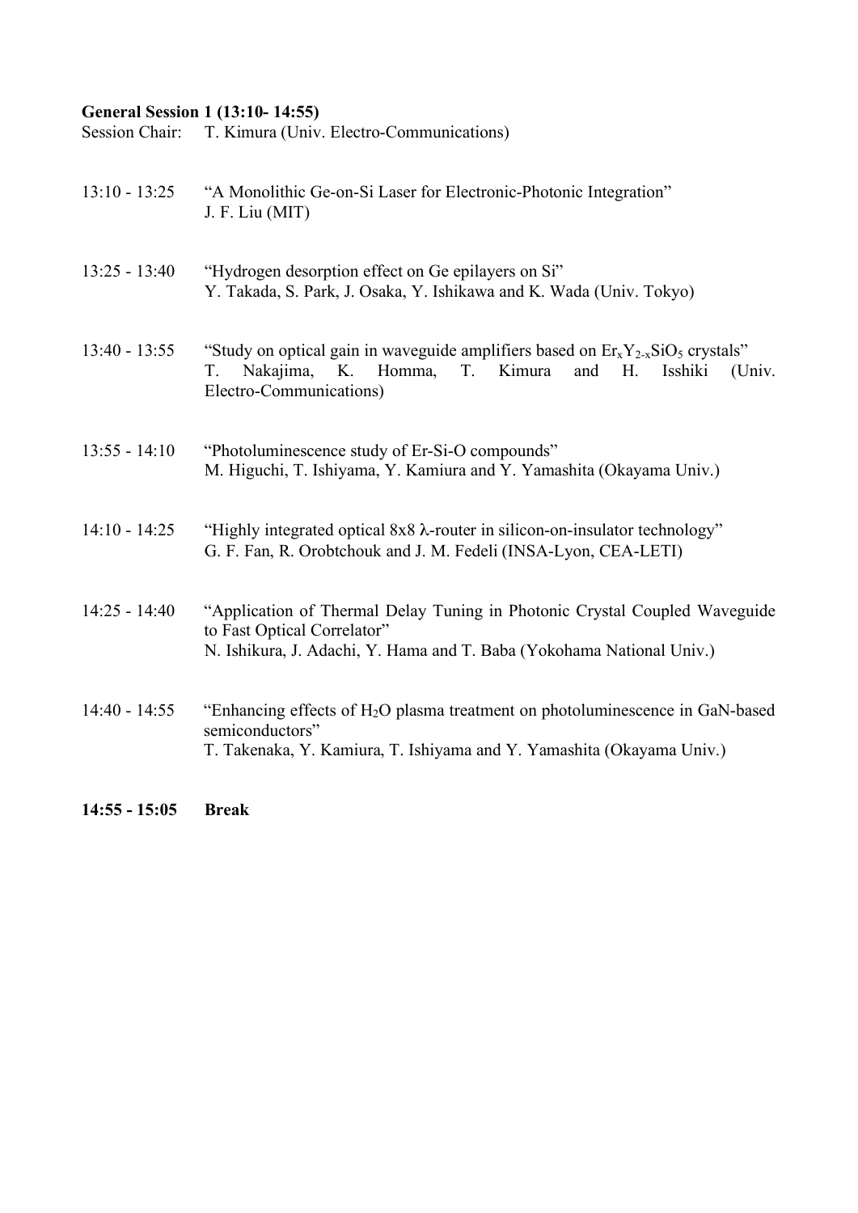**General Session 1 (13:10- 14:55)**

Session Chair: T. Kimura (Univ. Electro-Communications)

13:10 - 13:25 "A Monolithic Ge-on-Si Laser for Electronic-Photonic Integration"
J. F. Liu (MIT)

13:25 - 13:40 "Hydrogen desorption effect on Ge epilayers on Si"
Y. Takada, S. Park, J. Osaka, Y. Ishikawa and K. Wada (Univ. Tokyo)

13:40 - 13:55 "Study on optical gain in waveguide amplifiers based on $Er_xY_{2-x}SiO_5$ crystals"
T. Nakajima, K. Homma, T. Kimura and H. Isshiki (Univ. Electro-Communications)

13:55 - 14:10 "Photoluminescence study of Er-Si-O compounds"
M. Higuchi, T. Ishiyama, Y. Kamiura and Y. Yamashita (Okayama Univ.)

14:10 - 14:25 "Highly integrated optical 8x8 $\lambda$-router in silicon-on-insulator technology"
G. F. Fan, R. Orobtchouk and J. M. Fedeli (INSA-Lyon, CEA-LETI)

14:25 - 14:40 "Application of Thermal Delay Tuning in Photonic Crystal Coupled Waveguide to Fast Optical Correlator"
N. Ishikura, J. Adachi, Y. Hama and T. Baba (Yokohama National Univ.)

14:40 - 14:55 "Enhancing effects of $H_2O$ plasma treatment on photoluminescence in GaN-based semiconductors"
T. Takenaka, Y. Kamiura, T. Ishiyama and Y. Yamashita (Okayama Univ.)

**14:55 - 15:05 Break**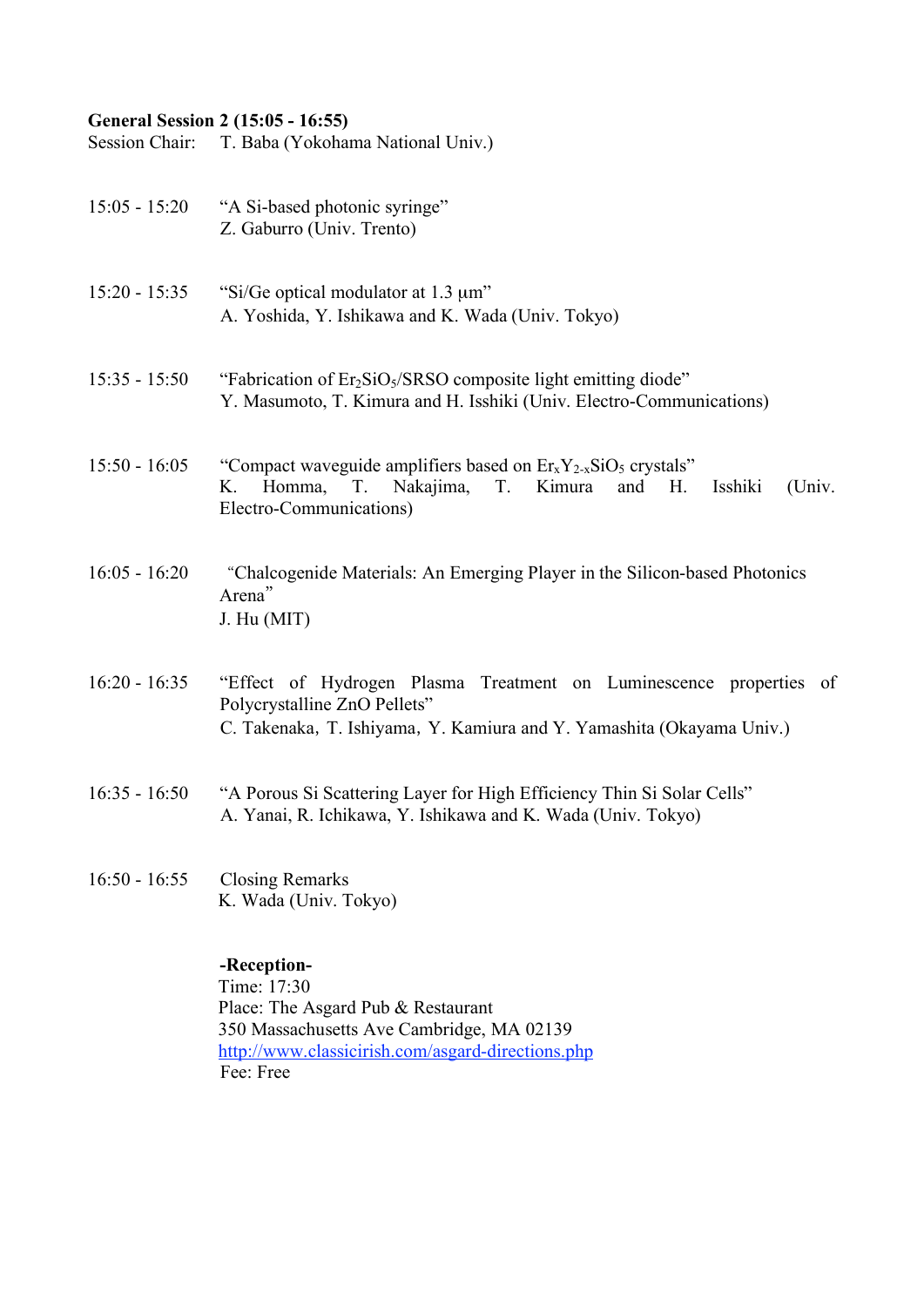**General Session 2 (15:05 - 16:55)**
Session Chair: T. Baba (Yokohama National Univ.)

15:05 - 15:20 "A Si-based photonic syringe"
Z. Gaburro (Univ. Trento)

15:20 - 15:35 "Si/Ge optical modulator at 1.3 μm"
A. Yoshida, Y. Ishikawa and K. Wada (Univ. Tokyo)

15:35 - 15:50 "Fabrication of $Er_2SiO_5$/SRSO composite light emitting diode"
Y. Masumoto, T. Kimura and H. Isshiki (Univ. Electro-Communications)

15:50 - 16:05 "Compact waveguide amplifiers based on $Er_xY_{2-x}SiO_5$ crystals"
K. Homma, T. Nakajima, T. Kimura and H. Isshiki (Univ. Electro-Communications)

16:05 - 16:20 "Chalcogenide Materials: An Emerging Player in the Silicon-based Photonics Arena"
J. Hu (MIT)

16:20 - 16:35 "Effect of Hydrogen Plasma Treatment on Luminescence properties of Polycrystalline ZnO Pellets"
C. Takenaka, T. Ishiyama, Y. Kamiura and Y. Yamashita (Okayama Univ.)

16:35 - 16:50 "A Porous Si Scattering Layer for High Efficiency Thin Si Solar Cells"
A. Yanai, R. Ichikawa, Y. Ishikawa and K. Wada (Univ. Tokyo)

16:50 - 16:55 Closing Remarks
K. Wada (Univ. Tokyo)

**-Reception-**
Time: 17:30
Place: The Asgard Pub & Restaurant
350 Massachusetts Ave Cambridge, MA 02139
http://www.classicirish.com/asgard-directions.php
Fee: Free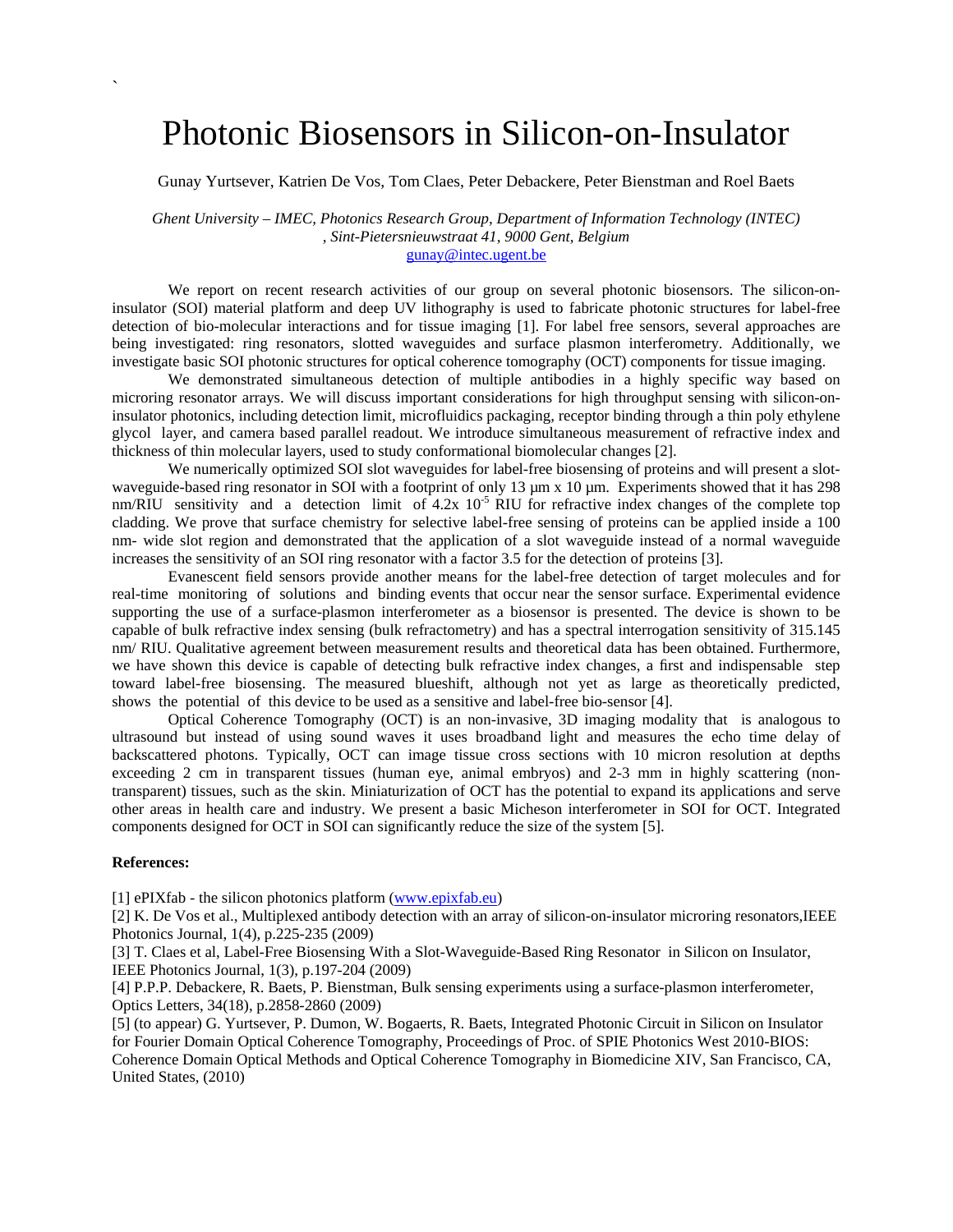# Photonic Biosensors in Silicon-on-Insulator

Gunay Yurtsever, Katrien De Vos, Tom Claes, Peter Debackere, Peter Bienstman and Roel Baets

*Ghent University – IMEC, Photonics Research Group, Department of Information Technology (INTEC) , Sint-Pietersnieuwstraat 41, 9000 Gent, Belgium*
gunay@intec.ugent.be

We report on recent research activities of our group on several photonic biosensors. The silicon-on-insulator (SOI) material platform and deep UV lithography is used to fabricate photonic structures for label-free detection of bio-molecular interactions and for tissue imaging [1]. For label free sensors, several approaches are being investigated: ring resonators, slotted waveguides and surface plasmon interferometry. Additionally, we investigate basic SOI photonic structures for optical coherence tomography (OCT) components for tissue imaging.

We demonstrated simultaneous detection of multiple antibodies in a highly specific way based on microring resonator arrays. We will discuss important considerations for high throughput sensing with silicon-on-insulator photonics, including detection limit, microfluidics packaging, receptor binding through a thin poly ethylene glycol layer, and camera based parallel readout. We introduce simultaneous measurement of refractive index and thickness of thin molecular layers, used to study conformational biomolecular changes [2].

We numerically optimized SOI slot waveguides for label-free biosensing of proteins and will present a slot-waveguide-based ring resonator in SOI with a footprint of only 13 µm x 10 µm. Experiments showed that it has 298 nm/RIU sensitivity and a detection limit of $4.2 \times 10^{-5}$ RIU for refractive index changes of the complete top cladding. We prove that surface chemistry for selective label-free sensing of proteins can be applied inside a 100 nm- wide slot region and demonstrated that the application of a slot waveguide instead of a normal waveguide increases the sensitivity of an SOI ring resonator with a factor 3.5 for the detection of proteins [3].

Evanescent field sensors provide another means for the label-free detection of target molecules and for real-time monitoring of solutions and binding events that occur near the sensor surface. Experimental evidence supporting the use of a surface-plasmon interferometer as a biosensor is presented. The device is shown to be capable of bulk refractive index sensing (bulk refractometry) and has a spectral interrogation sensitivity of 315.145 nm/ RIU. Qualitative agreement between measurement results and theoretical data has been obtained. Furthermore, we have shown this device is capable of detecting bulk refractive index changes, a first and indispensable step toward label-free biosensing. The measured blueshift, although not yet as large as theoretically predicted, shows the potential of this device to be used as a sensitive and label-free bio-sensor [4].

Optical Coherence Tomography (OCT) is an non-invasive, 3D imaging modality that is analogous to ultrasound but instead of using sound waves it uses broadband light and measures the echo time delay of backscattered photons. Typically, OCT can image tissue cross sections with 10 micron resolution at depths exceeding 2 cm in transparent tissues (human eye, animal embryos) and 2-3 mm in highly scattering (non-transparent) tissues, such as the skin. Miniaturization of OCT has the potential to expand its applications and serve other areas in health care and industry. We present a basic Micheson interferometer in SOI for OCT. Integrated components designed for OCT in SOI can significantly reduce the size of the system [5].

**References:**

[1] ePIXfab - the silicon photonics platform (www.epixfab.eu)

[2] K. De Vos et al., Multiplexed antibody detection with an array of silicon-on-insulator microring resonators,IEEE Photonics Journal, 1(4), p.225-235 (2009)

[3] T. Claes et al, Label-Free Biosensing With a Slot-Waveguide-Based Ring Resonator in Silicon on Insulator, IEEE Photonics Journal, 1(3), p.197-204 (2009)

[4] P.P.P. Debackere, R. Baets, P. Bienstman, Bulk sensing experiments using a surface-plasmon interferometer, Optics Letters, 34(18), p.2858-2860 (2009)

[5] (to appear) G. Yurtsever, P. Dumon, W. Bogaerts, R. Baets, Integrated Photonic Circuit in Silicon on Insulator for Fourier Domain Optical Coherence Tomography, Proceedings of Proc. of SPIE Photonics West 2010-BIOS: Coherence Domain Optical Methods and Optical Coherence Tomography in Biomedicine XIV, San Francisco, CA, United States, (2010)